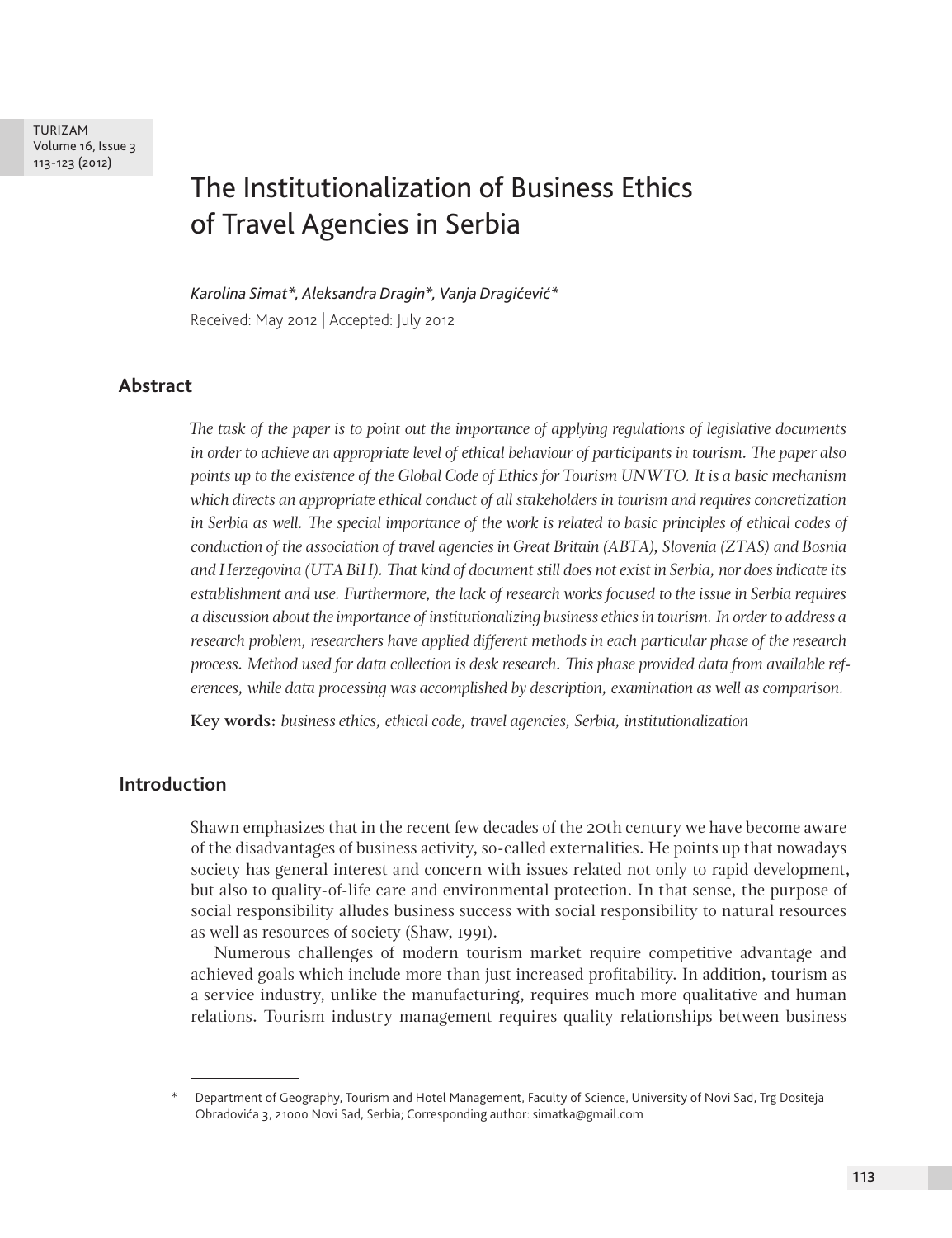# The Institutionalization of Business Ethics of Travel Agencies in Serbia

*Karolina Simat\*, Aleksandra Dragin\*, Vanja Dragićević\**

Received: May 2012 | Accepted: July 2012

## Abstract

*The task of the paper is to point out the importance of applying regulations of legislative documents in order to achieve an appropriate level of ethical behaviour of participants in tourism. The paper also points up to the existence of the Global Code of Ethics for Tourism UNWTO. It is a basic mechanism which directs an appropriate ethical conduct of all stakeholders in tourism and requires concretization in Serbia as well. The special importance of the work is related to basic principles of ethical codes of conduction of the association of travel agencies in Great Britain (ABTA), Slovenia (ZTAS) and Bosnia and Herzegovina (UTA BiH). That kind of document still does not exist in Serbia, nor does indicate its establishment and use. Furthermore, the lack of research works focused to the issue in Serbia requires a discussion about the importance of institutionalizing business ethics in tourism. In order to address a research problem, researchers have applied different methods in each particular phase of the research process. Method used for data collection is desk research. This phase provided data from available references, while data processing was accomplished by description, examination as well as comparison.*

**Key words:** *business ethics, ethical code, travel agencies, Serbia, institutionalization*

## Introduction

Shawn emphasizes that in the recent few decades of the 20th century we have become aware of the disadvantages of business activity, so-called externalities. He points up that nowadays society has general interest and concern with issues related not only to rapid development, but also to quality-of-life care and environmental protection. In that sense, the purpose of social responsibility alludes business success with social responsibility to natural resources as well as resources of society (Shaw, 1991).

Numerous challenges of modern tourism market require competitive advantage and achieved goals which include more than just increased profitability. In addition, tourism as a service industry, unlike the manufacturing, requires much more qualitative and human relations. Tourism industry management requires quality relationships between business

---

\* Department of Geography, Tourism and Hotel Management, Faculty of Science, University of Novi Sad, Trg Dositeja Obradovića 3, 21000 Novi Sad, Serbia; Corresponding author: simatka@gmail.com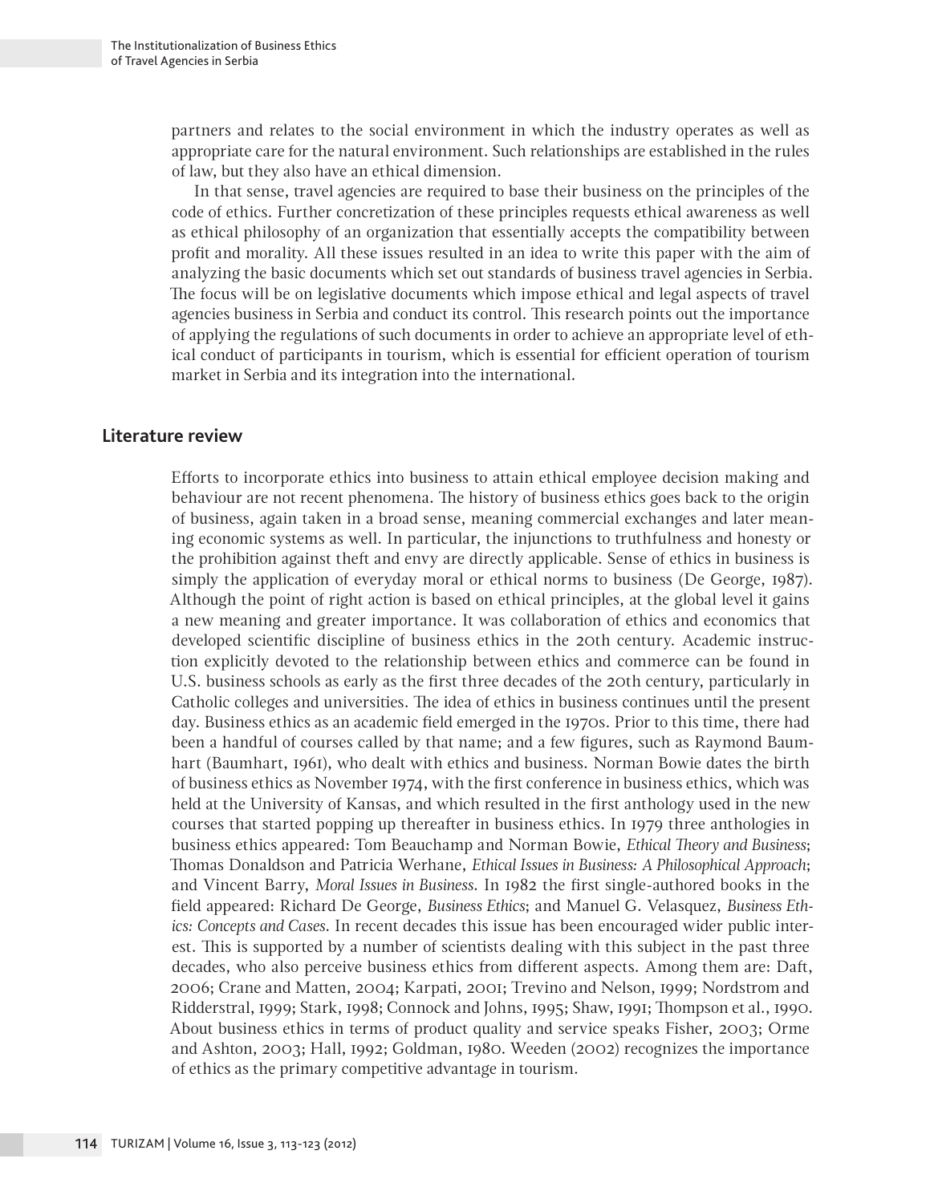partners and relates to the social environment in which the industry operates as well as appropriate care for the natural environment. Such relationships are established in the rules of law, but they also have an ethical dimension.

In that sense, travel agencies are required to base their business on the principles of the code of ethics. Further concretization of these principles requests ethical awareness as well as ethical philosophy of an organization that essentially accepts the compatibility between profit and morality. All these issues resulted in an idea to write this paper with the aim of analyzing the basic documents which set out standards of business travel agencies in Serbia. The focus will be on legislative documents which impose ethical and legal aspects of travel agencies business in Serbia and conduct its control. This research points out the importance of applying the regulations of such documents in order to achieve an appropriate level of ethical conduct of participants in tourism, which is essential for efficient operation of tourism market in Serbia and its integration into the international.

## Literature review

Efforts to incorporate ethics into business to attain ethical employee decision making and behaviour are not recent phenomena. The history of business ethics goes back to the origin of business, again taken in a broad sense, meaning commercial exchanges and later meaning economic systems as well. In particular, the injunctions to truthfulness and honesty or the prohibition against theft and envy are directly applicable. Sense of ethics in business is simply the application of everyday moral or ethical norms to business (De George, 1987). Although the point of right action is based on ethical principles, at the global level it gains a new meaning and greater importance. It was collaboration of ethics and economics that developed scientific discipline of business ethics in the 20th century. Academic instruction explicitly devoted to the relationship between ethics and commerce can be found in U.S. business schools as early as the first three decades of the 20th century, particularly in Catholic colleges and universities. The idea of ethics in business continues until the present day. Business ethics as an academic field emerged in the 1970s. Prior to this time, there had been a handful of courses called by that name; and a few figures, such as Raymond Baumhart (Baumhart, 1961), who dealt with ethics and business. Norman Bowie dates the birth of business ethics as November 1974, with the first conference in business ethics, which was held at the University of Kansas, and which resulted in the first anthology used in the new courses that started popping up thereafter in business ethics. In 1979 three anthologies in business ethics appeared: Tom Beauchamp and Norman Bowie, *Ethical Theory and Business*; Thomas Donaldson and Patricia Werhane, *Ethical Issues in Business: A Philosophical Approach*; and Vincent Barry, *Moral Issues in Business*. In 1982 the first single-authored books in the field appeared: Richard De George, *Business Ethics*; and Manuel G. Velasquez, *Business Ethics: Concepts and Cases*. In recent decades this issue has been encouraged wider public interest. This is supported by a number of scientists dealing with this subject in the past three decades, who also perceive business ethics from different aspects. Among them are: Daft, 2006; Crane and Matten, 2004; Karpati, 2001; Trevino and Nelson, 1999; Nordstrom and Ridderstral, 1999; Stark, 1998; Connock and Johns, 1995; Shaw, 1991; Thompson et al., 1990. About business ethics in terms of product quality and service speaks Fisher, 2003; Orme and Ashton, 2003; Hall, 1992; Goldman, 1980. Weeden (2002) recognizes the importance of ethics as the primary competitive advantage in tourism.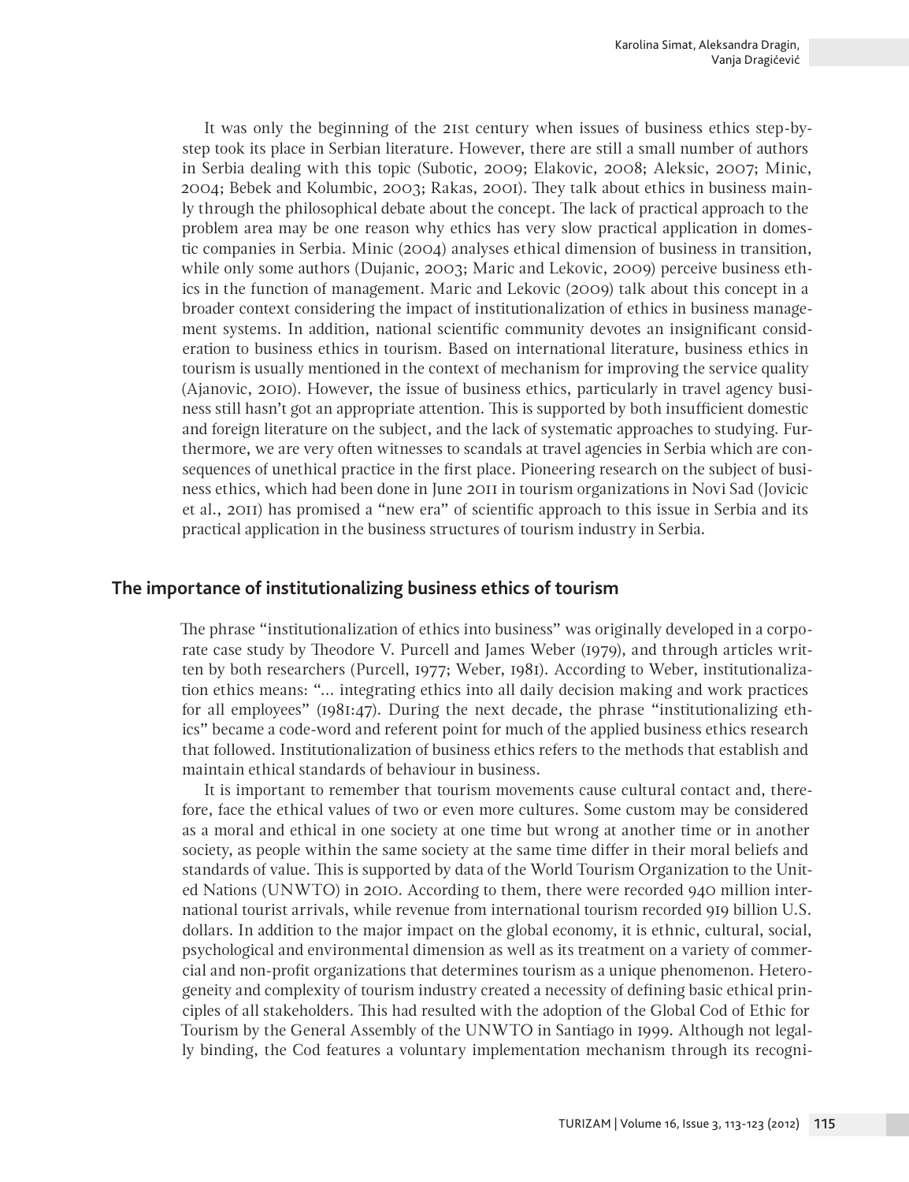It was only the beginning of the 21st century when issues of business ethics step-by-step took its place in Serbian literature. However, there are still a small number of authors in Serbia dealing with this topic (Subotic, 2009; Elakovic, 2008; Aleksic, 2007; Minic, 2004; Bebek and Kolumbic, 2003; Rakas, 2001). They talk about ethics in business mainly through the philosophical debate about the concept. The lack of practical approach to the problem area may be one reason why ethics has very slow practical application in domestic companies in Serbia. Minic (2004) analyses ethical dimension of business in transition, while only some authors (Dujanic, 2003; Maric and Lekovic, 2009) perceive business ethics in the function of management. Maric and Lekovic (2009) talk about this concept in a broader context considering the impact of institutionalization of ethics in business management systems. In addition, national scientific community devotes an insignificant consideration to business ethics in tourism. Based on international literature, business ethics in tourism is usually mentioned in the context of mechanism for improving the service quality (Ajanovic, 2010). However, the issue of business ethics, particularly in travel agency business still hasn't got an appropriate attention. This is supported by both insufficient domestic and foreign literature on the subject, and the lack of systematic approaches to studying. Furthermore, we are very often witnesses to scandals at travel agencies in Serbia which are consequences of unethical practice in the first place. Pioneering research on the subject of business ethics, which had been done in June 2011 in tourism organizations in Novi Sad (Jovicic et al., 2011) has promised a "new era" of scientific approach to this issue in Serbia and its practical application in the business structures of tourism industry in Serbia.

## The importance of institutionalizing business ethics of tourism

The phrase "institutionalization of ethics into business" was originally developed in a corporate case study by Theodore V. Purcell and James Weber (1979), and through articles written by both researchers (Purcell, 1977; Weber, 1981). According to Weber, institutionalization ethics means: "... integrating ethics into all daily decision making and work practices for all employees" (1981:47). During the next decade, the phrase "institutionalizing ethics" became a code-word and referent point for much of the applied business ethics research that followed. Institutionalization of business ethics refers to the methods that establish and maintain ethical standards of behaviour in business.

It is important to remember that tourism movements cause cultural contact and, therefore, face the ethical values of two or even more cultures. Some custom may be considered as a moral and ethical in one society at one time but wrong at another time or in another society, as people within the same society at the same time differ in their moral beliefs and standards of value. This is supported by data of the World Tourism Organization to the United Nations (UNWTO) in 2010. According to them, there were recorded 940 million international tourist arrivals, while revenue from international tourism recorded 919 billion U.S. dollars. In addition to the major impact on the global economy, it is ethnic, cultural, social, psychological and environmental dimension as well as its treatment on a variety of commercial and non-profit organizations that determines tourism as a unique phenomenon. Heterogeneity and complexity of tourism industry created a necessity of defining basic ethical principles of all stakeholders. This had resulted with the adoption of the Global Cod of Ethic for Tourism by the General Assembly of the UNWTO in Santiago in 1999. Although not legally binding, the Cod features a voluntary implementation mechanism through its recogni-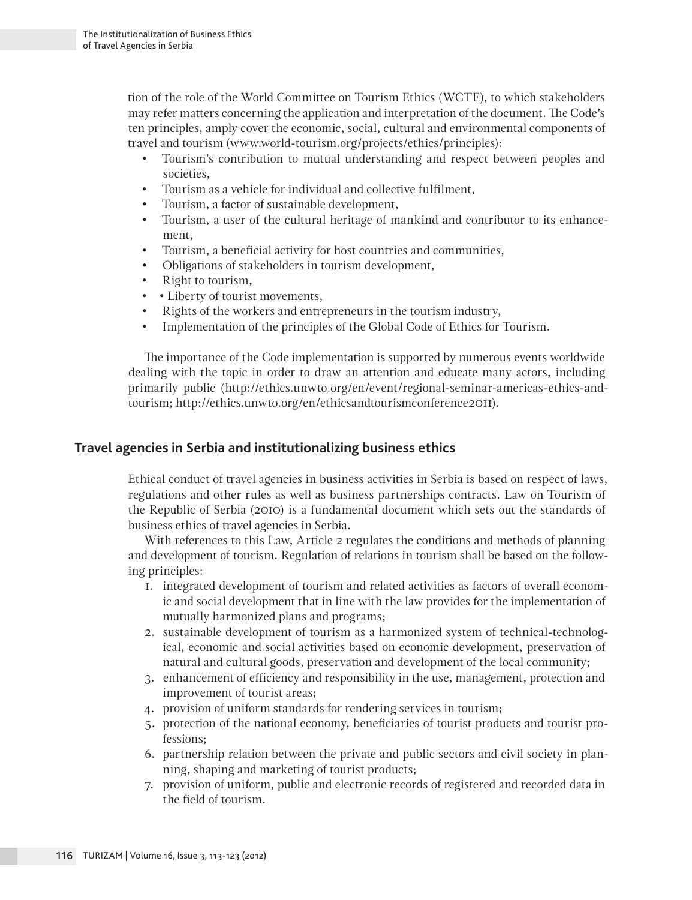tion of the role of the World Committee on Tourism Ethics (WCTE), to which stakeholders may refer matters concerning the application and interpretation of the document. The Code's ten principles, amply cover the economic, social, cultural and environmental components of travel and tourism (www.world-tourism.org/projects/ethics/principles):

- Tourism's contribution to mutual understanding and respect between peoples and societies,
- Tourism as a vehicle for individual and collective fulfilment,
- Tourism, a factor of sustainable development,
- Tourism, a user of the cultural heritage of mankind and contributor to its enhancement,
- Tourism, a beneficial activity for host countries and communities,
- Obligations of stakeholders in tourism development,
- Right to tourism,
- • Liberty of tourist movements,
- Rights of the workers and entrepreneurs in the tourism industry,
- Implementation of the principles of the Global Code of Ethics for Tourism.

The importance of the Code implementation is supported by numerous events worldwide dealing with the topic in order to draw an attention and educate many actors, including primarily public (http://ethics.unwto.org/en/event/regional-seminar-americas-ethics-and-tourism; http://ethics.unwto.org/en/ethicsandtourismconference2011).

## Travel agencies in Serbia and institutionalizing business ethics

Ethical conduct of travel agencies in business activities in Serbia is based on respect of laws, regulations and other rules as well as business partnerships contracts. Law on Tourism of the Republic of Serbia (2010) is a fundamental document which sets out the standards of business ethics of travel agencies in Serbia.

With references to this Law, Article 2 regulates the conditions and methods of planning and development of tourism. Regulation of relations in tourism shall be based on the following principles:

1. integrated development of tourism and related activities as factors of overall economic and social development that in line with the law provides for the implementation of mutually harmonized plans and programs;
2. sustainable development of tourism as a harmonized system of technical-technological, economic and social activities based on economic development, preservation of natural and cultural goods, preservation and development of the local community;
3. enhancement of efficiency and responsibility in the use, management, protection and improvement of tourist areas;
4. provision of uniform standards for rendering services in tourism;
5. protection of the national economy, beneficiaries of tourist products and tourist professions;
6. partnership relation between the private and public sectors and civil society in planning, shaping and marketing of tourist products;
7. provision of uniform, public and electronic records of registered and recorded data in the field of tourism.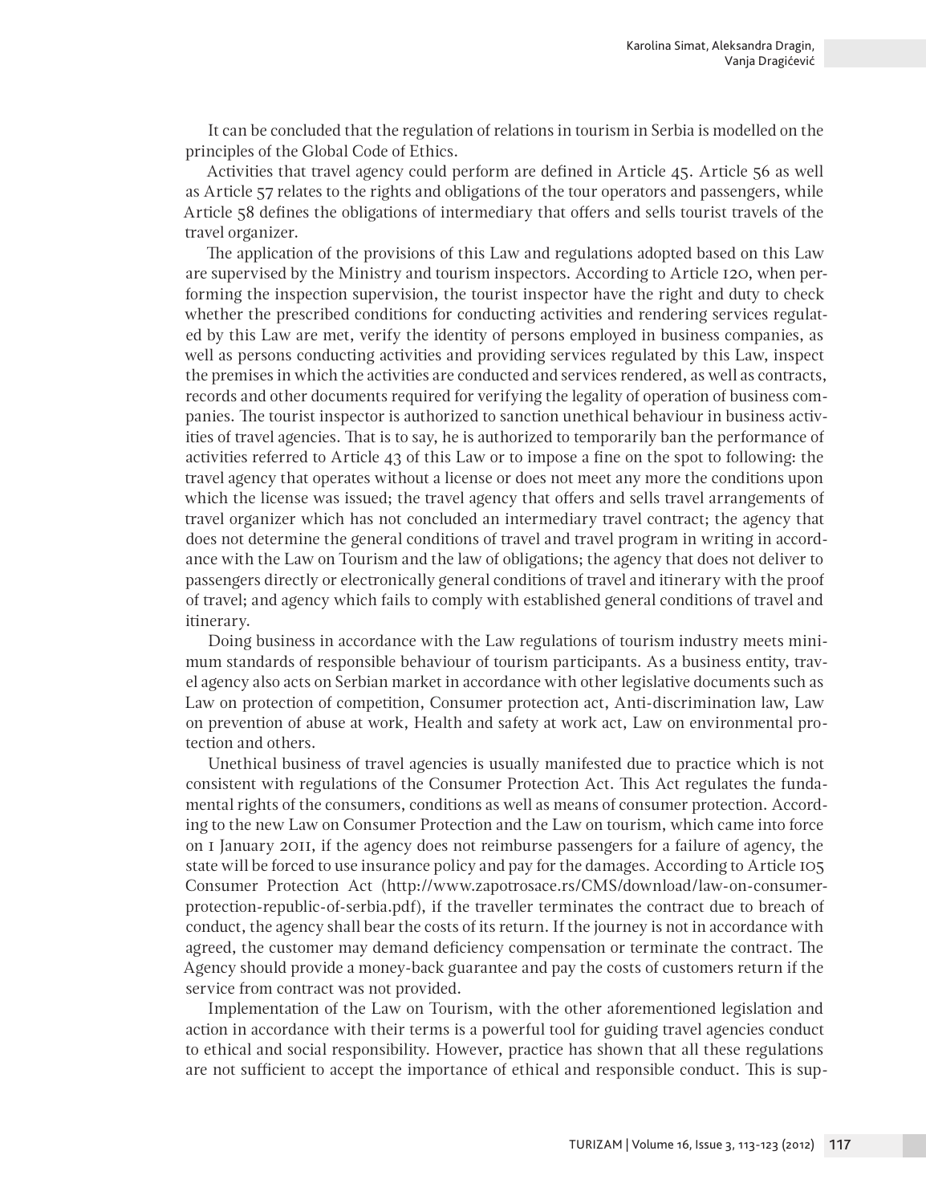It can be concluded that the regulation of relations in tourism in Serbia is modelled on the principles of the Global Code of Ethics.

Activities that travel agency could perform are defined in Article 45. Article 56 as well as Article 57 relates to the rights and obligations of the tour operators and passengers, while Article 58 defines the obligations of intermediary that offers and sells tourist travels of the travel organizer.

The application of the provisions of this Law and regulations adopted based on this Law are supervised by the Ministry and tourism inspectors. According to Article 120, when performing the inspection supervision, the tourist inspector have the right and duty to check whether the prescribed conditions for conducting activities and rendering services regulated by this Law are met, verify the identity of persons employed in business companies, as well as persons conducting activities and providing services regulated by this Law, inspect the premises in which the activities are conducted and services rendered, as well as contracts, records and other documents required for verifying the legality of operation of business companies. The tourist inspector is authorized to sanction unethical behaviour in business activities of travel agencies. That is to say, he is authorized to temporarily ban the performance of activities referred to Article 43 of this Law or to impose a fine on the spot to following: the travel agency that operates without a license or does not meet any more the conditions upon which the license was issued; the travel agency that offers and sells travel arrangements of travel organizer which has not concluded an intermediary travel contract; the agency that does not determine the general conditions of travel and travel program in writing in accordance with the Law on Tourism and the law of obligations; the agency that does not deliver to passengers directly or electronically general conditions of travel and itinerary with the proof of travel; and agency which fails to comply with established general conditions of travel and itinerary.

Doing business in accordance with the Law regulations of tourism industry meets minimum standards of responsible behaviour of tourism participants. As a business entity, travel agency also acts on Serbian market in accordance with other legislative documents such as Law on protection of competition, Consumer protection act, Anti-discrimination law, Law on prevention of abuse at work, Health and safety at work act, Law on environmental protection and others.

Unethical business of travel agencies is usually manifested due to practice which is not consistent with regulations of the Consumer Protection Act. This Act regulates the fundamental rights of the consumers, conditions as well as means of consumer protection. According to the new Law on Consumer Protection and the Law on tourism, which came into force on 1 January 2011, if the agency does not reimburse passengers for a failure of agency, the state will be forced to use insurance policy and pay for the damages. According to Article 105 Consumer Protection Act (http://www.zapotrosace.rs/CMS/download/law-on-consumer-protection-republic-of-serbia.pdf), if the traveller terminates the contract due to breach of conduct, the agency shall bear the costs of its return. If the journey is not in accordance with agreed, the customer may demand deficiency compensation or terminate the contract. The Agency should provide a money-back guarantee and pay the costs of customers return if the service from contract was not provided.

Implementation of the Law on Tourism, with the other aforementioned legislation and action in accordance with their terms is a powerful tool for guiding travel agencies conduct to ethical and social responsibility. However, practice has shown that all these regulations are not sufficient to accept the importance of ethical and responsible conduct. This is sup-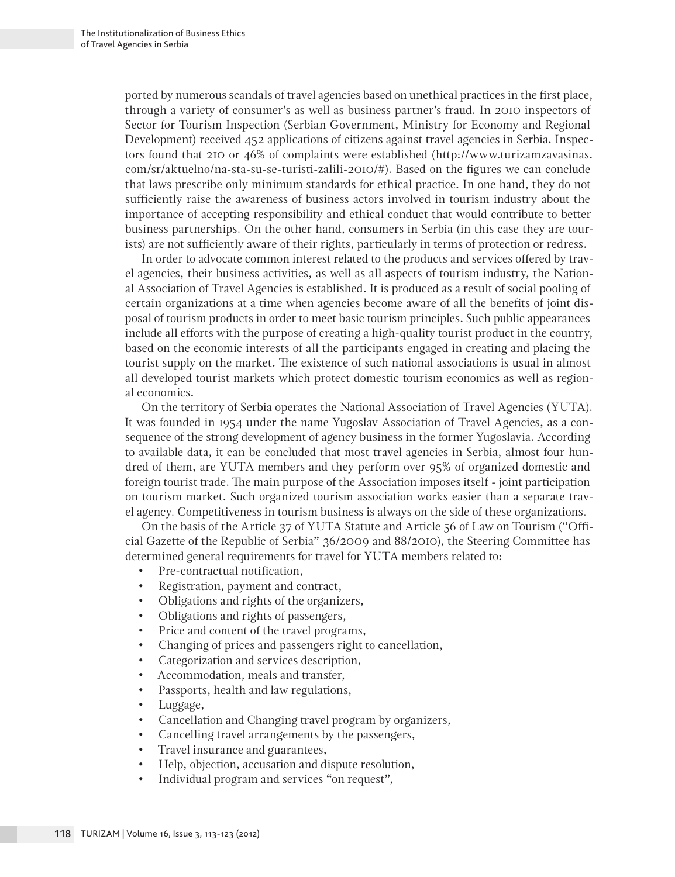ported by numerous scandals of travel agencies based on unethical practices in the first place, through a variety of consumer's as well as business partner's fraud. In 2010 inspectors of Sector for Tourism Inspection (Serbian Government, Ministry for Economy and Regional Development) received 452 applications of citizens against travel agencies in Serbia. Inspectors found that 210 or 46% of complaints were established (http://www.turizamzavasinas.com/sr/aktuelno/na-sta-su-se-turisti-zalili-2010/#). Based on the figures we can conclude that laws prescribe only minimum standards for ethical practice. In one hand, they do not sufficiently raise the awareness of business actors involved in tourism industry about the importance of accepting responsibility and ethical conduct that would contribute to better business partnerships. On the other hand, consumers in Serbia (in this case they are tourists) are not sufficiently aware of their rights, particularly in terms of protection or redress.

In order to advocate common interest related to the products and services offered by travel agencies, their business activities, as well as all aspects of tourism industry, the National Association of Travel Agencies is established. It is produced as a result of social pooling of certain organizations at a time when agencies become aware of all the benefits of joint disposal of tourism products in order to meet basic tourism principles. Such public appearances include all efforts with the purpose of creating a high-quality tourist product in the country, based on the economic interests of all the participants engaged in creating and placing the tourist supply on the market. The existence of such national associations is usual in almost all developed tourist markets which protect domestic tourism economics as well as regional economics.

On the territory of Serbia operates the National Association of Travel Agencies (YUTA). It was founded in 1954 under the name Yugoslav Association of Travel Agencies, as a consequence of the strong development of agency business in the former Yugoslavia. According to available data, it can be concluded that most travel agencies in Serbia, almost four hundred of them, are YUTA members and they perform over 95% of organized domestic and foreign tourist trade. The main purpose of the Association imposes itself - joint participation on tourism market. Such organized tourism association works easier than a separate travel agency. Competitiveness in tourism business is always on the side of these organizations.

On the basis of the Article 37 of YUTA Statute and Article 56 of Law on Tourism ("Official Gazette of the Republic of Serbia" 36/2009 and 88/2010), the Steering Committee has determined general requirements for travel for YUTA members related to:

- Pre-contractual notification,
- Registration, payment and contract,
- Obligations and rights of the organizers,
- Obligations and rights of passengers,
- Price and content of the travel programs,
- Changing of prices and passengers right to cancellation,
- Categorization and services description,
- Accommodation, meals and transfer,
- Passports, health and law regulations,
- Luggage,
- Cancellation and Changing travel program by organizers,
- Cancelling travel arrangements by the passengers,
- Travel insurance and guarantees,
- Help, objection, accusation and dispute resolution,
- Individual program and services "on request",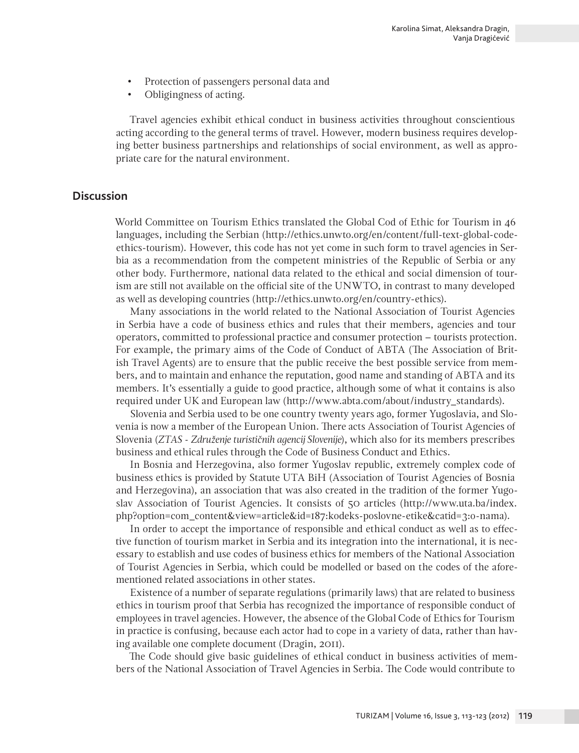- Protection of passengers personal data and
- Obligingness of acting.

Travel agencies exhibit ethical conduct in business activities throughout conscientious acting according to the general terms of travel. However, modern business requires developing better business partnerships and relationships of social environment, as well as appropriate care for the natural environment.

## Discussion

World Committee on Tourism Ethics translated the Global Cod of Ethic for Tourism in 46 languages, including the Serbian (http://ethics.unwto.org/en/content/full-text-global-code-ethics-tourism). However, this code has not yet come in such form to travel agencies in Serbia as a recommendation from the competent ministries of the Republic of Serbia or any other body. Furthermore, national data related to the ethical and social dimension of tourism are still not available on the official site of the UNWTO, in contrast to many developed as well as developing countries (http://ethics.unwto.org/en/country-ethics).

Many associations in the world related to the National Association of Tourist Agencies in Serbia have a code of business ethics and rules that their members, agencies and tour operators, committed to professional practice and consumer protection – tourists protection. For example, the primary aims of the Code of Conduct of ABTA (The Association of British Travel Agents) are to ensure that the public receive the best possible service from members, and to maintain and enhance the reputation, good name and standing of ABTA and its members. It's essentially a guide to good practice, although some of what it contains is also required under UK and European law (http://www.abta.com/about/industry_standards).

Slovenia and Serbia used to be one country twenty years ago, former Yugoslavia, and Slovenia is now a member of the European Union. There acts Association of Tourist Agencies of Slovenia (*ZTAS - Združenje turističnih agencij Slovenije*), which also for its members prescribes business and ethical rules through the Code of Business Conduct and Ethics.

In Bosnia and Herzegovina, also former Yugoslav republic, extremely complex code of business ethics is provided by Statute UTA BiH (Association of Tourist Agencies of Bosnia and Herzegovina), an association that was also created in the tradition of the former Yugoslav Association of Tourist Agencies. It consists of 50 articles (http://www.uta.ba/index.php?option=com_content&view=article&id=187:kodeks-poslovne-etike&catid=3:o-nama).

In order to accept the importance of responsible and ethical conduct as well as to effective function of tourism market in Serbia and its integration into the international, it is necessary to establish and use codes of business ethics for members of the National Association of Tourist Agencies in Serbia, which could be modelled or based on the codes of the aforementioned related associations in other states.

Existence of a number of separate regulations (primarily laws) that are related to business ethics in tourism proof that Serbia has recognized the importance of responsible conduct of employees in travel agencies. However, the absence of the Global Code of Ethics for Tourism in practice is confusing, because each actor had to cope in a variety of data, rather than having available one complete document (Dragin, 2011).

The Code should give basic guidelines of ethical conduct in business activities of members of the National Association of Travel Agencies in Serbia. The Code would contribute to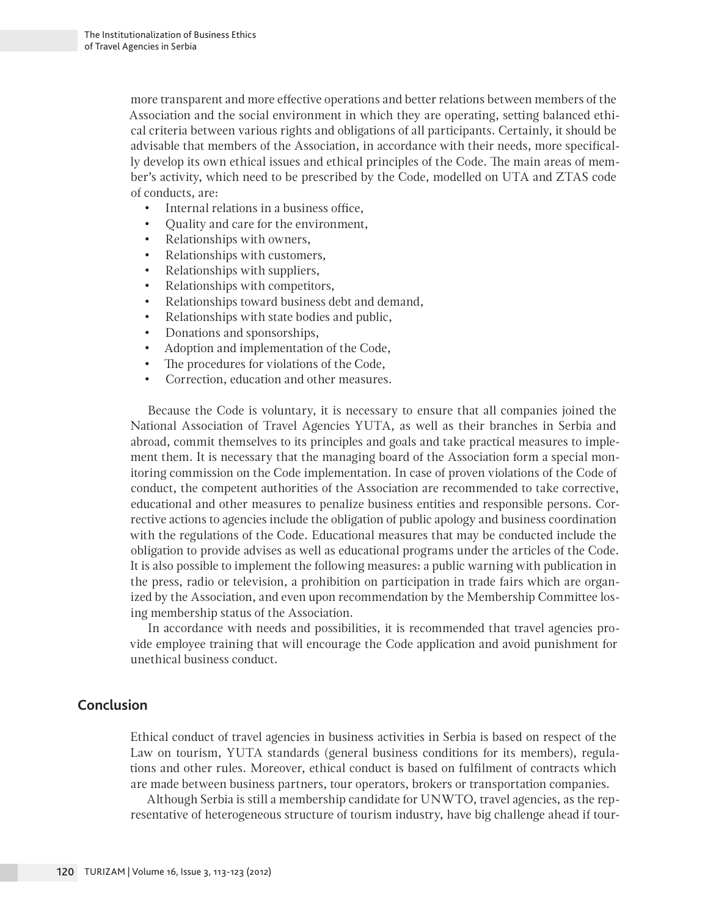more transparent and more effective operations and better relations between members of the Association and the social environment in which they are operating, setting balanced ethical criteria between various rights and obligations of all participants. Certainly, it should be advisable that members of the Association, in accordance with their needs, more specifically develop its own ethical issues and ethical principles of the Code. The main areas of member's activity, which need to be prescribed by the Code, modelled on UTA and ZTAS code of conducts, are:

- Internal relations in a business office,
- Quality and care for the environment,
- Relationships with owners,
- Relationships with customers,
- Relationships with suppliers,
- Relationships with competitors,
- Relationships toward business debt and demand,
- Relationships with state bodies and public,
- Donations and sponsorships,
- Adoption and implementation of the Code,
- The procedures for violations of the Code,
- Correction, education and other measures.

Because the Code is voluntary, it is necessary to ensure that all companies joined the National Association of Travel Agencies YUTA, as well as their branches in Serbia and abroad, commit themselves to its principles and goals and take practical measures to implement them. It is necessary that the managing board of the Association form a special monitoring commission on the Code implementation. In case of proven violations of the Code of conduct, the competent authorities of the Association are recommended to take corrective, educational and other measures to penalize business entities and responsible persons. Corrective actions to agencies include the obligation of public apology and business coordination with the regulations of the Code. Educational measures that may be conducted include the obligation to provide advises as well as educational programs under the articles of the Code. It is also possible to implement the following measures: a public warning with publication in the press, radio or television, a prohibition on participation in trade fairs which are organized by the Association, and even upon recommendation by the Membership Committee losing membership status of the Association.

In accordance with needs and possibilities, it is recommended that travel agencies provide employee training that will encourage the Code application and avoid punishment for unethical business conduct.

## Conclusion

Ethical conduct of travel agencies in business activities in Serbia is based on respect of the Law on tourism, YUTA standards (general business conditions for its members), regulations and other rules. Moreover, ethical conduct is based on fulfilment of contracts which are made between business partners, tour operators, brokers or transportation companies.

Although Serbia is still a membership candidate for UNWTO, travel agencies, as the representative of heterogeneous structure of tourism industry, have big challenge ahead if tour-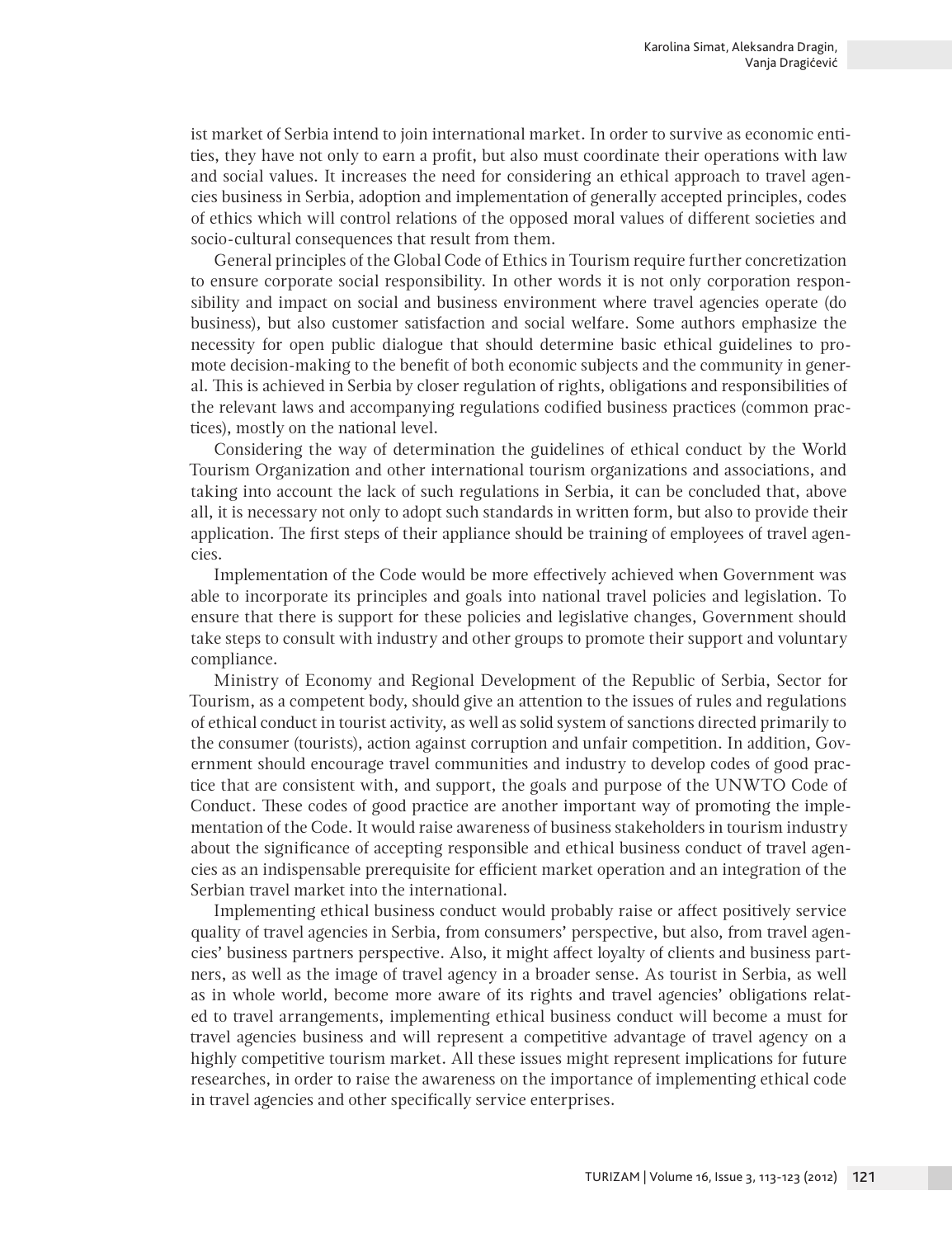ist market of Serbia intend to join international market. In order to survive as economic entities, they have not only to earn a profit, but also must coordinate their operations with law and social values. It increases the need for considering an ethical approach to travel agencies business in Serbia, adoption and implementation of generally accepted principles, codes of ethics which will control relations of the opposed moral values of different societies and socio-cultural consequences that result from them.

General principles of the Global Code of Ethics in Tourism require further concretization to ensure corporate social responsibility. In other words it is not only corporation responsibility and impact on social and business environment where travel agencies operate (do business), but also customer satisfaction and social welfare. Some authors emphasize the necessity for open public dialogue that should determine basic ethical guidelines to promote decision-making to the benefit of both economic subjects and the community in general. This is achieved in Serbia by closer regulation of rights, obligations and responsibilities of the relevant laws and accompanying regulations codified business practices (common practices), mostly on the national level.

Considering the way of determination the guidelines of ethical conduct by the World Tourism Organization and other international tourism organizations and associations, and taking into account the lack of such regulations in Serbia, it can be concluded that, above all, it is necessary not only to adopt such standards in written form, but also to provide their application. The first steps of their appliance should be training of employees of travel agencies.

Implementation of the Code would be more effectively achieved when Government was able to incorporate its principles and goals into national travel policies and legislation. To ensure that there is support for these policies and legislative changes, Government should take steps to consult with industry and other groups to promote their support and voluntary compliance.

Ministry of Economy and Regional Development of the Republic of Serbia, Sector for Tourism, as a competent body, should give an attention to the issues of rules and regulations of ethical conduct in tourist activity, as well as solid system of sanctions directed primarily to the consumer (tourists), action against corruption and unfair competition. In addition, Government should encourage travel communities and industry to develop codes of good practice that are consistent with, and support, the goals and purpose of the UNWTO Code of Conduct. These codes of good practice are another important way of promoting the implementation of the Code. It would raise awareness of business stakeholders in tourism industry about the significance of accepting responsible and ethical business conduct of travel agencies as an indispensable prerequisite for efficient market operation and an integration of the Serbian travel market into the international.

Implementing ethical business conduct would probably raise or affect positively service quality of travel agencies in Serbia, from consumers' perspective, but also, from travel agencies' business partners perspective. Also, it might affect loyalty of clients and business partners, as well as the image of travel agency in a broader sense. As tourist in Serbia, as well as in whole world, become more aware of its rights and travel agencies' obligations related to travel arrangements, implementing ethical business conduct will become a must for travel agencies business and will represent a competitive advantage of travel agency on a highly competitive tourism market. All these issues might represent implications for future researches, in order to raise the awareness on the importance of implementing ethical code in travel agencies and other specifically service enterprises.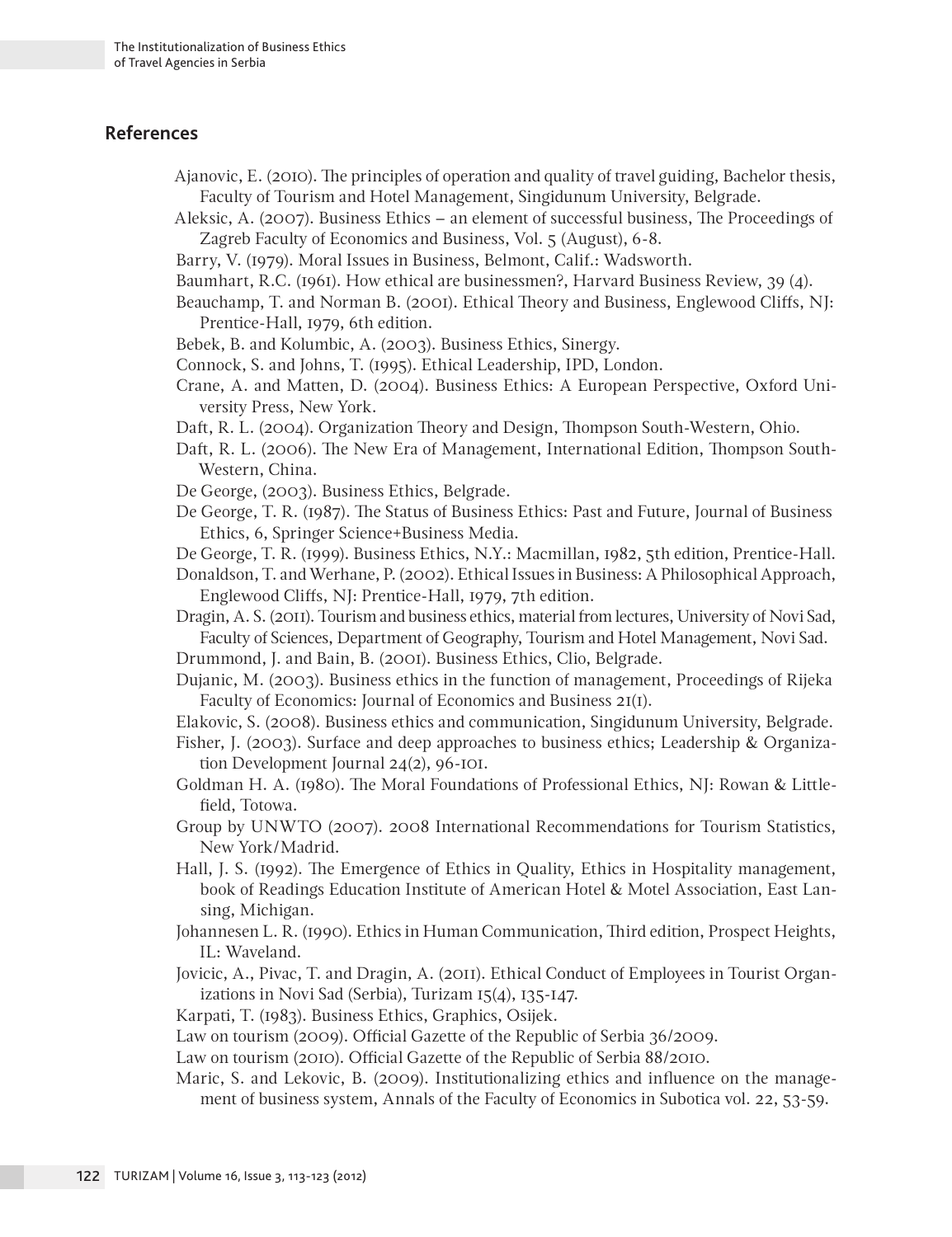## References

Ajanovic, E. (2010). The principles of operation and quality of travel guiding, Bachelor thesis, Faculty of Tourism and Hotel Management, Singidunum University, Belgrade.

Aleksic, A. (2007). Business Ethics – an element of successful business, The Proceedings of Zagreb Faculty of Economics and Business, Vol. 5 (August), 6-8.

Barry, V. (1979). Moral Issues in Business, Belmont, Calif.: Wadsworth.

Baumhart, R.C. (1961). How ethical are businessmen?, Harvard Business Review, 39 (4).

Beauchamp, T. and Norman B. (2001). Ethical Theory and Business, Englewood Cliffs, NJ: Prentice-Hall, 1979, 6th edition.

Bebek, B. and Kolumbic, A. (2003). Business Ethics, Sinergy.

Connock, S. and Johns, T. (1995). Ethical Leadership, IPD, London.

Crane, A. and Matten, D. (2004). Business Ethics: A European Perspective, Oxford University Press, New York.

Daft, R. L. (2004). Organization Theory and Design, Thompson South-Western, Ohio.

Daft, R. L. (2006). The New Era of Management, International Edition, Thompson South-Western, China.

De George, (2003). Business Ethics, Belgrade.

De George, T. R. (1987). The Status of Business Ethics: Past and Future, Journal of Business Ethics, 6, Springer Science+Business Media.

De George, T. R. (1999). Business Ethics, N.Y.: Macmillan, 1982, 5th edition, Prentice-Hall.

Donaldson, T. and Werhane, P. (2002). Ethical Issues in Business: A Philosophical Approach, Englewood Cliffs, NJ: Prentice-Hall, 1979, 7th edition.

Dragin, A. S. (2011). Tourism and business ethics, material from lectures, University of Novi Sad, Faculty of Sciences, Department of Geography, Tourism and Hotel Management, Novi Sad.

Drummond, J. and Bain, B. (2001). Business Ethics, Clio, Belgrade.

Dujanic, M. (2003). Business ethics in the function of management, Proceedings of Rijeka Faculty of Economics: Journal of Economics and Business 21(1).

Elakovic, S. (2008). Business ethics and communication, Singidunum University, Belgrade.

Fisher, J. (2003). Surface and deep approaches to business ethics; Leadership & Organization Development Journal 24(2), 96-101.

Goldman H. A. (1980). The Moral Foundations of Professional Ethics, NJ: Rowan & Littlefield, Totowa.

Group by UNWTO (2007). 2008 International Recommendations for Tourism Statistics, New York/Madrid.

Hall, J. S. (1992). The Emergence of Ethics in Quality, Ethics in Hospitality management, book of Readings Education Institute of American Hotel & Motel Association, East Lansing, Michigan.

Johannesen L. R. (1990). Ethics in Human Communication, Third edition, Prospect Heights, IL: Waveland.

Jovicic, A., Pivac, T. and Dragin, A. (2011). Ethical Conduct of Employees in Tourist Organizations in Novi Sad (Serbia), Turizam 15(4), 135-147.

Karpati, T. (1983). Business Ethics, Graphics, Osijek.

Law on tourism (2009). Official Gazette of the Republic of Serbia 36/2009.

Law on tourism (2010). Official Gazette of the Republic of Serbia 88/2010.

Maric, S. and Lekovic, B. (2009). Institutionalizing ethics and influence on the management of business system, Annals of the Faculty of Economics in Subotica vol. 22, 53-59.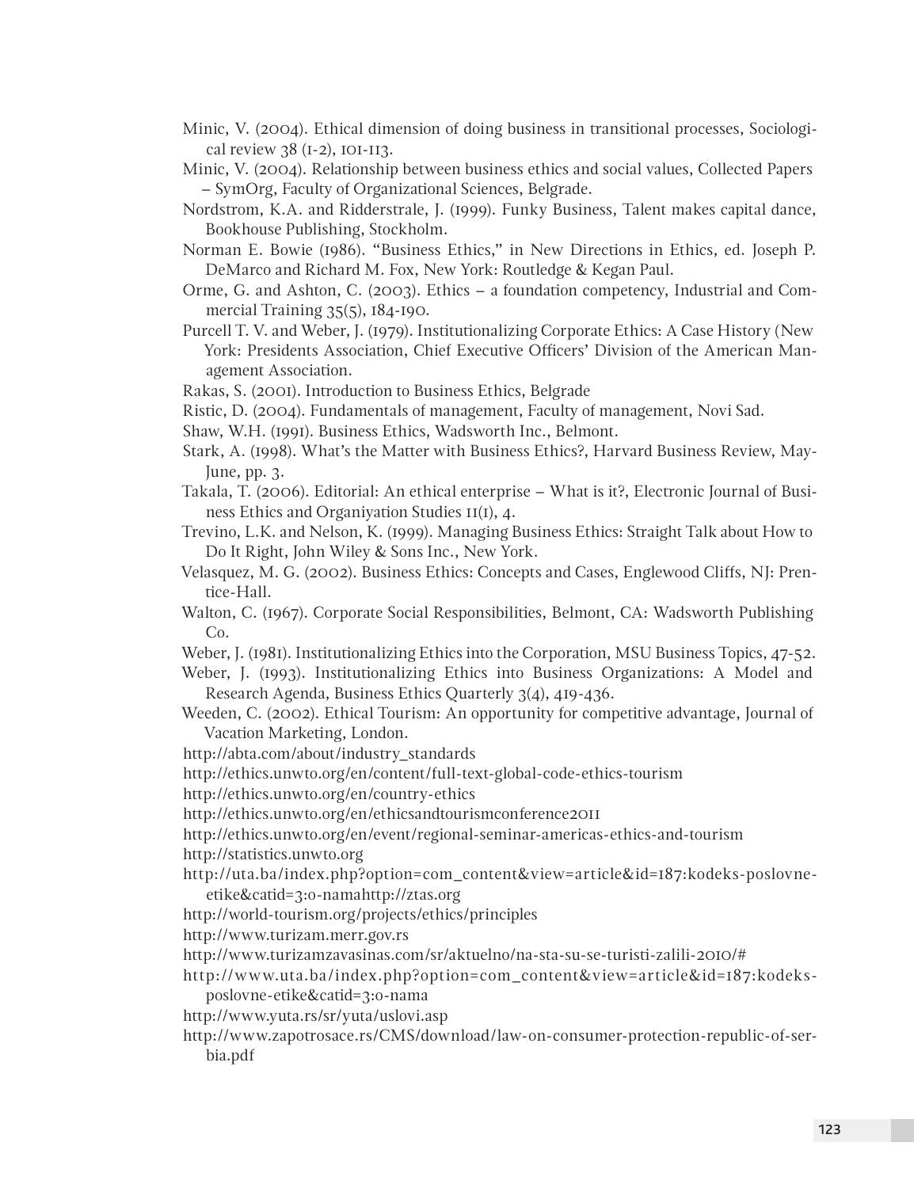Minic, V. (2004). Ethical dimension of doing business in transitional processes, Sociological review 38 (1-2), 101-113.

Minic, V. (2004). Relationship between business ethics and social values, Collected Papers – SymOrg, Faculty of Organizational Sciences, Belgrade.

Nordstrom, K.A. and Ridderstrale, J. (1999). Funky Business, Talent makes capital dance, Bookhouse Publishing, Stockholm.

Norman E. Bowie (1986). "Business Ethics," in New Directions in Ethics, ed. Joseph P. DeMarco and Richard M. Fox, New York: Routledge & Kegan Paul.

Orme, G. and Ashton, C. (2003). Ethics – a foundation competency, Industrial and Commercial Training 35(5), 184-190.

Purcell T. V. and Weber, J. (1979). Institutionalizing Corporate Ethics: A Case History (New York: Presidents Association, Chief Executive Officers' Division of the American Management Association.

Rakas, S. (2001). Introduction to Business Ethics, Belgrade

Ristic, D. (2004). Fundamentals of management, Faculty of management, Novi Sad.

Shaw, W.H. (1991). Business Ethics, Wadsworth Inc., Belmont.

Stark, A. (1998). What's the Matter with Business Ethics?, Harvard Business Review, May-June, pp. 3.

Takala, T. (2006). Editorial: An ethical enterprise – What is it?, Electronic Journal of Business Ethics and Organiyation Studies 11(1), 4.

Trevino, L.K. and Nelson, K. (1999). Managing Business Ethics: Straight Talk about How to Do It Right, John Wiley & Sons Inc., New York.

Velasquez, M. G. (2002). Business Ethics: Concepts and Cases, Englewood Cliffs, NJ: Prentice-Hall.

Walton, C. (1967). Corporate Social Responsibilities, Belmont, CA: Wadsworth Publishing Co.

Weber, J. (1981). Institutionalizing Ethics into the Corporation, MSU Business Topics, 47-52.

Weber, J. (1993). Institutionalizing Ethics into Business Organizations: A Model and Research Agenda, Business Ethics Quarterly 3(4), 419-436.

Weeden, C. (2002). Ethical Tourism: An opportunity for competitive advantage, Journal of Vacation Marketing, London.

http://abta.com/about/industry_standards

http://ethics.unwto.org/en/content/full-text-global-code-ethics-tourism

http://ethics.unwto.org/en/country-ethics

http://ethics.unwto.org/en/ethicsandtourismconference2011

http://ethics.unwto.org/en/event/regional-seminar-americas-ethics-and-tourism

http://statistics.unwto.org

http://uta.ba/index.php?option=com_content&view=article&id=187:kodeks-poslovne-etike&catid=3:o-namahttp://ztas.org

http://world-tourism.org/projects/ethics/principles

http://www.turizam.merr.gov.rs

http://www.turizamzavasinas.com/sr/aktuelno/na-sta-su-se-turisti-zalili-2010/#

http://www.uta.ba/index.php?option=com_content&view=article&id=187:kodeks-poslovne-etike&catid=3:o-nama

http://www.yuta.rs/sr/yuta/uslovi.asp

http://www.zapotrosace.rs/CMS/download/law-on-consumer-protection-republic-of-serbia.pdf